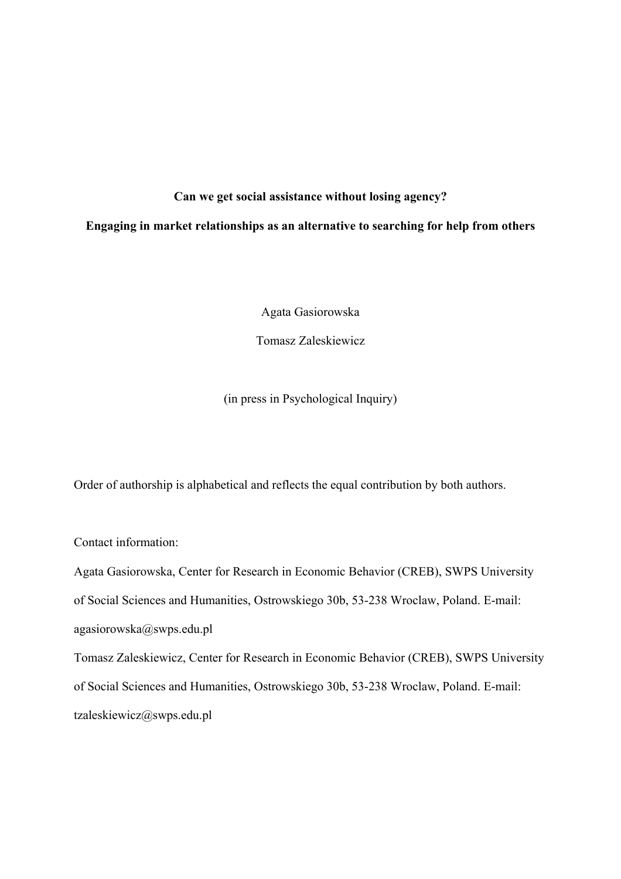**Can we get social assistance without losing agency?**

**Engaging in market relationships as an alternative to searching for help from others**

Agata Gasiorowska

Tomasz Zaleskiewicz

(in press in Psychological Inquiry)

Order of authorship is alphabetical and reflects the equal contribution by both authors.

Contact information:

Agata Gasiorowska, Center for Research in Economic Behavior (CREB), SWPS University of Social Sciences and Humanities, Ostrowskiego 30b, 53-238 Wroclaw, Poland. E-mail: agasiorowska@swps.edu.pl

Tomasz Zaleskiewicz, Center for Research in Economic Behavior (CREB), SWPS University of Social Sciences and Humanities, Ostrowskiego 30b, 53-238 Wroclaw, Poland. E-mail: tzaleskiewicz@swps.edu.pl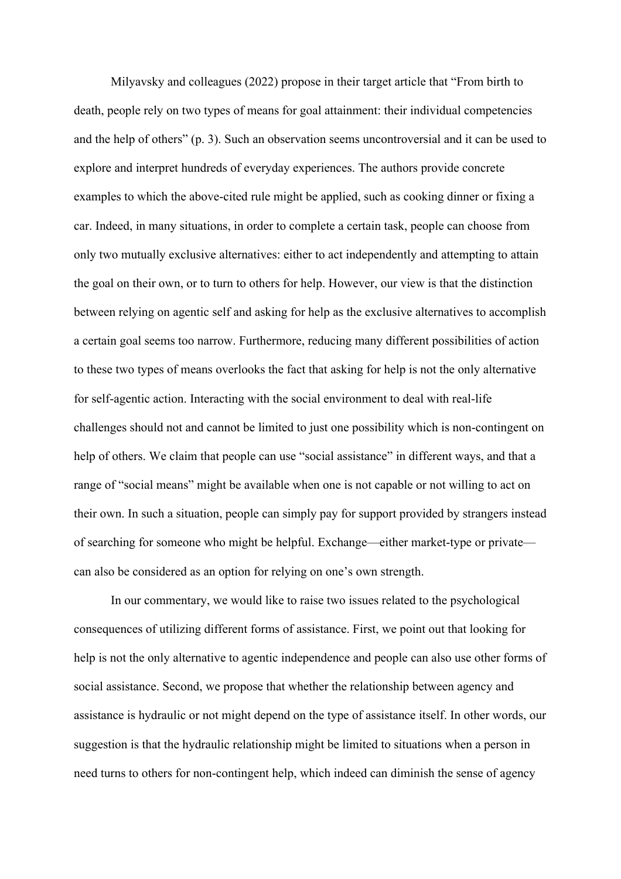Milyavsky and colleagues (2022) propose in their target article that "From birth to death, people rely on two types of means for goal attainment: their individual competencies and the help of others" (p. 3). Such an observation seems uncontroversial and it can be used to explore and interpret hundreds of everyday experiences. The authors provide concrete examples to which the above-cited rule might be applied, such as cooking dinner or fixing a car. Indeed, in many situations, in order to complete a certain task, people can choose from only two mutually exclusive alternatives: either to act independently and attempting to attain the goal on their own, or to turn to others for help. However, our view is that the distinction between relying on agentic self and asking for help as the exclusive alternatives to accomplish a certain goal seems too narrow. Furthermore, reducing many different possibilities of action to these two types of means overlooks the fact that asking for help is not the only alternative for self-agentic action. Interacting with the social environment to deal with real-life challenges should not and cannot be limited to just one possibility which is non-contingent on help of others. We claim that people can use "social assistance" in different ways, and that a range of "social means" might be available when one is not capable or not willing to act on their own. In such a situation, people can simply pay for support provided by strangers instead of searching for someone who might be helpful. Exchange—either market-type or private—can also be considered as an option for relying on one's own strength.

In our commentary, we would like to raise two issues related to the psychological consequences of utilizing different forms of assistance. First, we point out that looking for help is not the only alternative to agentic independence and people can also use other forms of social assistance. Second, we propose that whether the relationship between agency and assistance is hydraulic or not might depend on the type of assistance itself. In other words, our suggestion is that the hydraulic relationship might be limited to situations when a person in need turns to others for non-contingent help, which indeed can diminish the sense of agency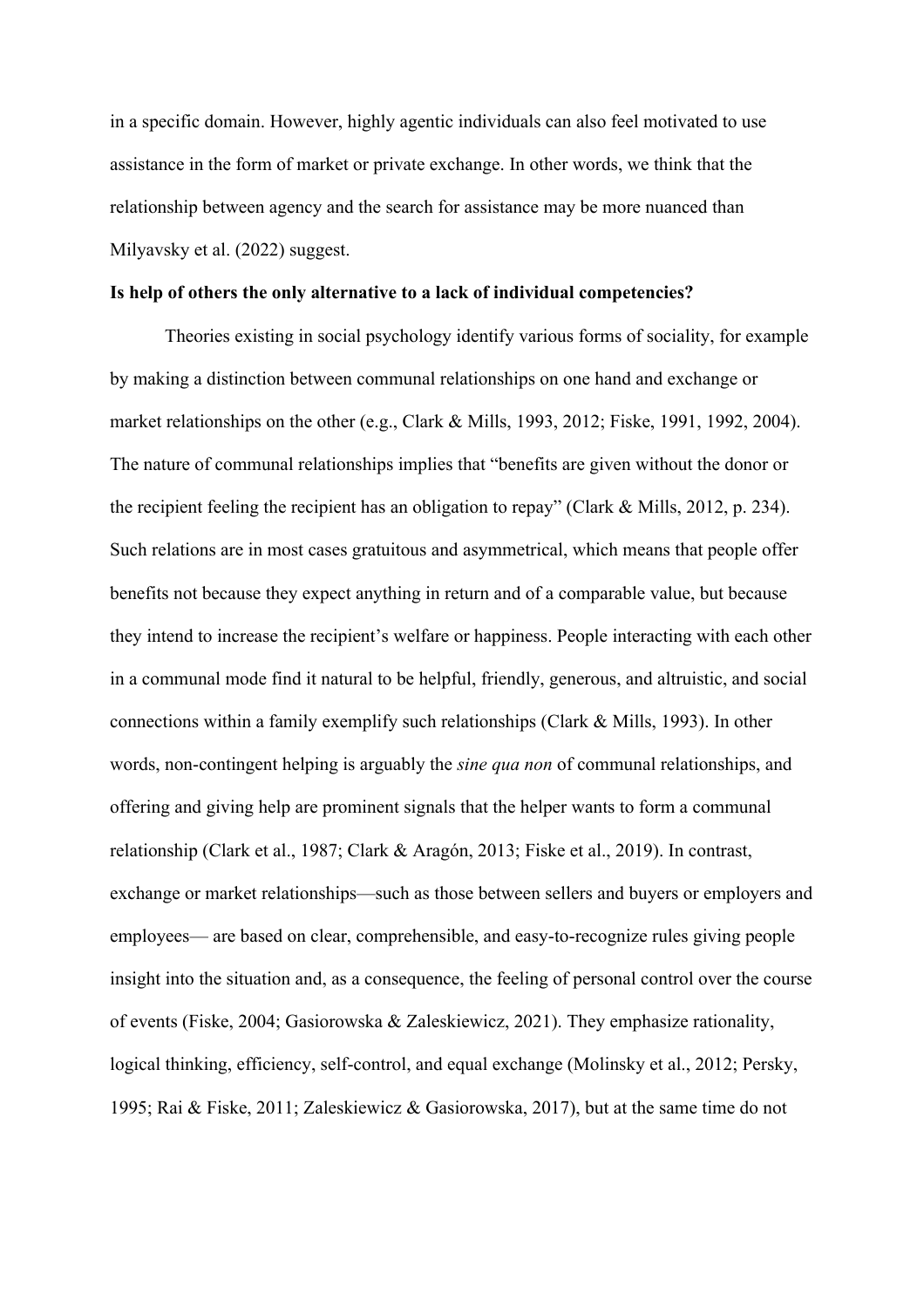in a specific domain. However, highly agentic individuals can also feel motivated to use assistance in the form of market or private exchange. In other words, we think that the relationship between agency and the search for assistance may be more nuanced than Milyavsky et al. (2022) suggest.

**Is help of others the only alternative to a lack of individual competencies?**

Theories existing in social psychology identify various forms of sociality, for example by making a distinction between communal relationships on one hand and exchange or market relationships on the other (e.g., Clark & Mills, 1993, 2012; Fiske, 1991, 1992, 2004). The nature of communal relationships implies that "benefits are given without the donor or the recipient feeling the recipient has an obligation to repay" (Clark & Mills, 2012, p. 234). Such relations are in most cases gratuitous and asymmetrical, which means that people offer benefits not because they expect anything in return and of a comparable value, but because they intend to increase the recipient's welfare or happiness. People interacting with each other in a communal mode find it natural to be helpful, friendly, generous, and altruistic, and social connections within a family exemplify such relationships (Clark & Mills, 1993). In other words, non-contingent helping is arguably the *sine qua non* of communal relationships, and offering and giving help are prominent signals that the helper wants to form a communal relationship (Clark et al., 1987; Clark & Aragón, 2013; Fiske et al., 2019). In contrast, exchange or market relationships—such as those between sellers and buyers or employers and employees— are based on clear, comprehensible, and easy-to-recognize rules giving people insight into the situation and, as a consequence, the feeling of personal control over the course of events (Fiske, 2004; Gasiorowska & Zaleskiewicz, 2021). They emphasize rationality, logical thinking, efficiency, self-control, and equal exchange (Molinsky et al., 2012; Persky, 1995; Rai & Fiske, 2011; Zaleskiewicz & Gasiorowska, 2017), but at the same time do not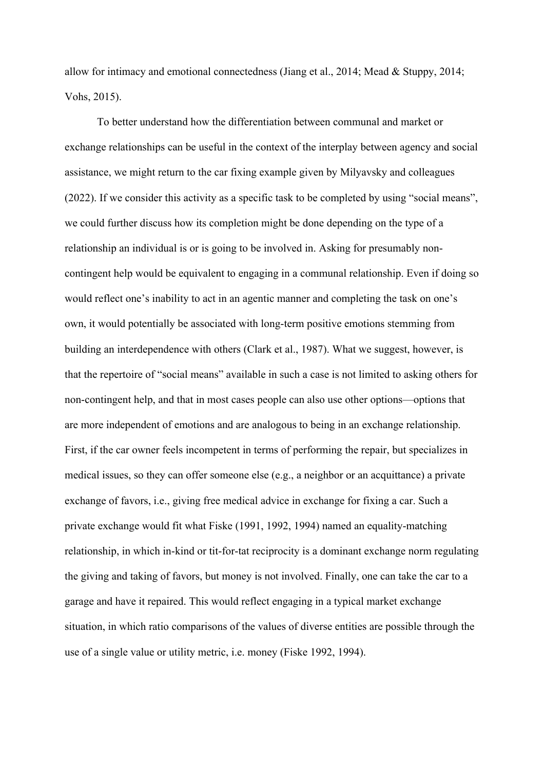allow for intimacy and emotional connectedness (Jiang et al., 2014; Mead & Stuppy, 2014; Vohs, 2015).

To better understand how the differentiation between communal and market or exchange relationships can be useful in the context of the interplay between agency and social assistance, we might return to the car fixing example given by Milyavsky and colleagues (2022). If we consider this activity as a specific task to be completed by using "social means", we could further discuss how its completion might be done depending on the type of a relationship an individual is or is going to be involved in. Asking for presumably non-contingent help would be equivalent to engaging in a communal relationship. Even if doing so would reflect one's inability to act in an agentic manner and completing the task on one's own, it would potentially be associated with long-term positive emotions stemming from building an interdependence with others (Clark et al., 1987). What we suggest, however, is that the repertoire of "social means" available in such a case is not limited to asking others for non-contingent help, and that in most cases people can also use other options—options that are more independent of emotions and are analogous to being in an exchange relationship. First, if the car owner feels incompetent in terms of performing the repair, but specializes in medical issues, so they can offer someone else (e.g., a neighbor or an acquittance) a private exchange of favors, i.e., giving free medical advice in exchange for fixing a car. Such a private exchange would fit what Fiske (1991, 1992, 1994) named an equality-matching relationship, in which in-kind or tit-for-tat reciprocity is a dominant exchange norm regulating the giving and taking of favors, but money is not involved. Finally, one can take the car to a garage and have it repaired. This would reflect engaging in a typical market exchange situation, in which ratio comparisons of the values of diverse entities are possible through the use of a single value or utility metric, i.e. money (Fiske 1992, 1994).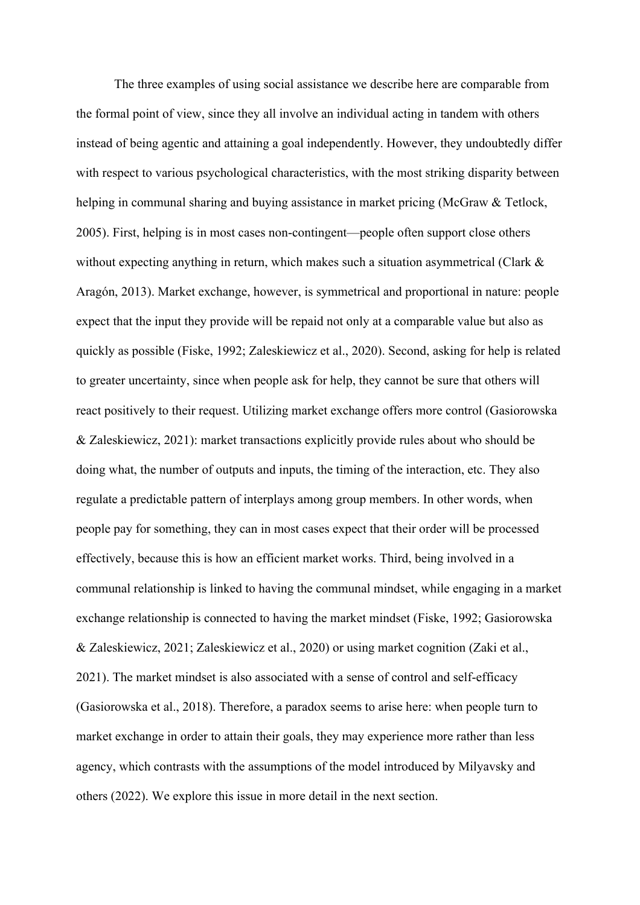The three examples of using social assistance we describe here are comparable from the formal point of view, since they all involve an individual acting in tandem with others instead of being agentic and attaining a goal independently. However, they undoubtedly differ with respect to various psychological characteristics, with the most striking disparity between helping in communal sharing and buying assistance in market pricing (McGraw & Tetlock, 2005). First, helping is in most cases non-contingent—people often support close others without expecting anything in return, which makes such a situation asymmetrical (Clark & Aragón, 2013). Market exchange, however, is symmetrical and proportional in nature: people expect that the input they provide will be repaid not only at a comparable value but also as quickly as possible (Fiske, 1992; Zaleskiewicz et al., 2020). Second, asking for help is related to greater uncertainty, since when people ask for help, they cannot be sure that others will react positively to their request. Utilizing market exchange offers more control (Gasiorowska & Zaleskiewicz, 2021): market transactions explicitly provide rules about who should be doing what, the number of outputs and inputs, the timing of the interaction, etc. They also regulate a predictable pattern of interplays among group members. In other words, when people pay for something, they can in most cases expect that their order will be processed effectively, because this is how an efficient market works. Third, being involved in a communal relationship is linked to having the communal mindset, while engaging in a market exchange relationship is connected to having the market mindset (Fiske, 1992; Gasiorowska & Zaleskiewicz, 2021; Zaleskiewicz et al., 2020) or using market cognition (Zaki et al., 2021). The market mindset is also associated with a sense of control and self-efficacy (Gasiorowska et al., 2018). Therefore, a paradox seems to arise here: when people turn to market exchange in order to attain their goals, they may experience more rather than less agency, which contrasts with the assumptions of the model introduced by Milyavsky and others (2022). We explore this issue in more detail in the next section.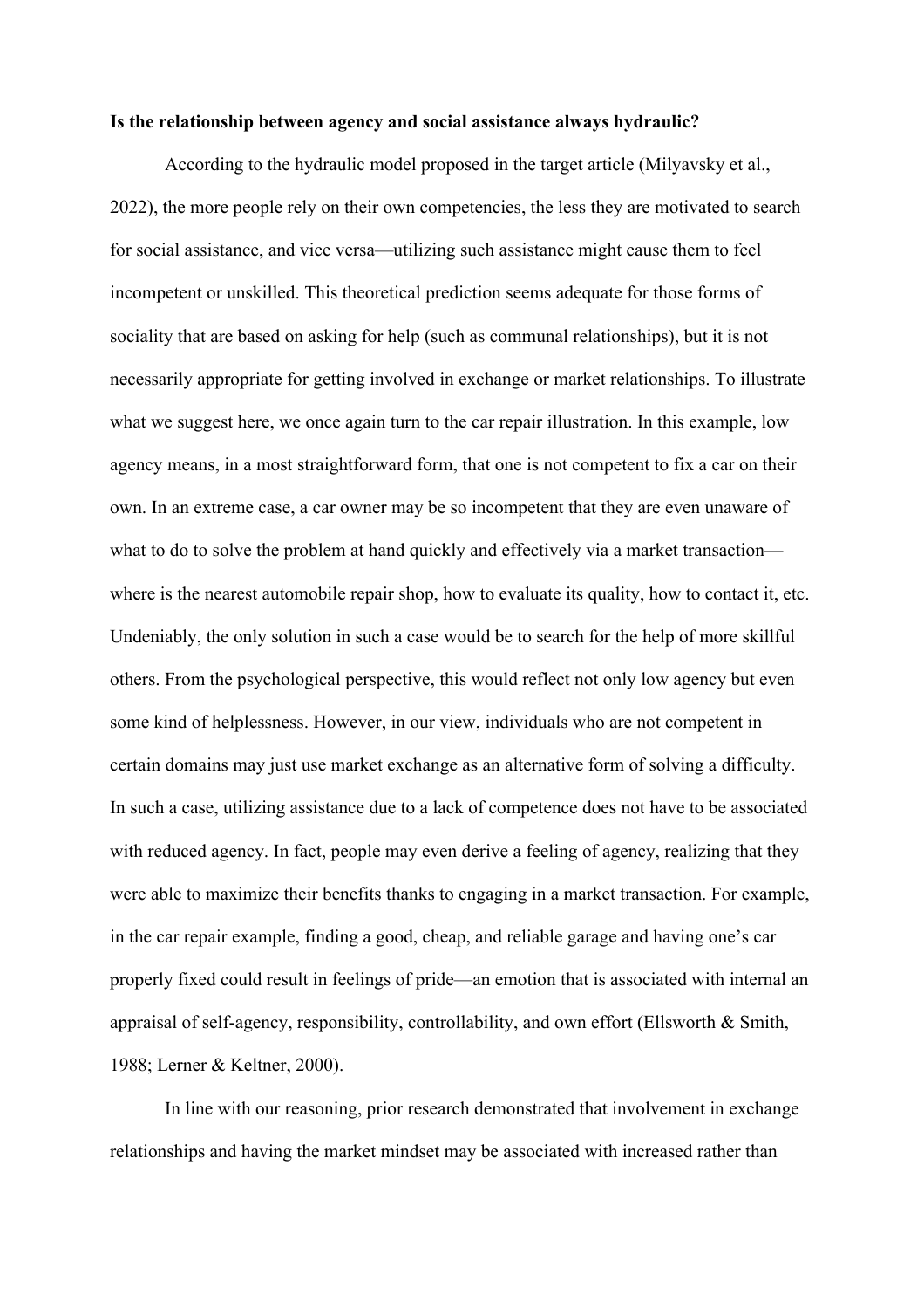**Is the relationship between agency and social assistance always hydraulic?**

According to the hydraulic model proposed in the target article (Milyavsky et al., 2022), the more people rely on their own competencies, the less they are motivated to search for social assistance, and vice versa—utilizing such assistance might cause them to feel incompetent or unskilled. This theoretical prediction seems adequate for those forms of sociality that are based on asking for help (such as communal relationships), but it is not necessarily appropriate for getting involved in exchange or market relationships. To illustrate what we suggest here, we once again turn to the car repair illustration. In this example, low agency means, in a most straightforward form, that one is not competent to fix a car on their own. In an extreme case, a car owner may be so incompetent that they are even unaware of what to do to solve the problem at hand quickly and effectively via a market transaction—where is the nearest automobile repair shop, how to evaluate its quality, how to contact it, etc. Undeniably, the only solution in such a case would be to search for the help of more skillful others. From the psychological perspective, this would reflect not only low agency but even some kind of helplessness. However, in our view, individuals who are not competent in certain domains may just use market exchange as an alternative form of solving a difficulty. In such a case, utilizing assistance due to a lack of competence does not have to be associated with reduced agency. In fact, people may even derive a feeling of agency, realizing that they were able to maximize their benefits thanks to engaging in a market transaction. For example, in the car repair example, finding a good, cheap, and reliable garage and having one's car properly fixed could result in feelings of pride—an emotion that is associated with internal an appraisal of self-agency, responsibility, controllability, and own effort (Ellsworth & Smith, 1988; Lerner & Keltner, 2000).

In line with our reasoning, prior research demonstrated that involvement in exchange relationships and having the market mindset may be associated with increased rather than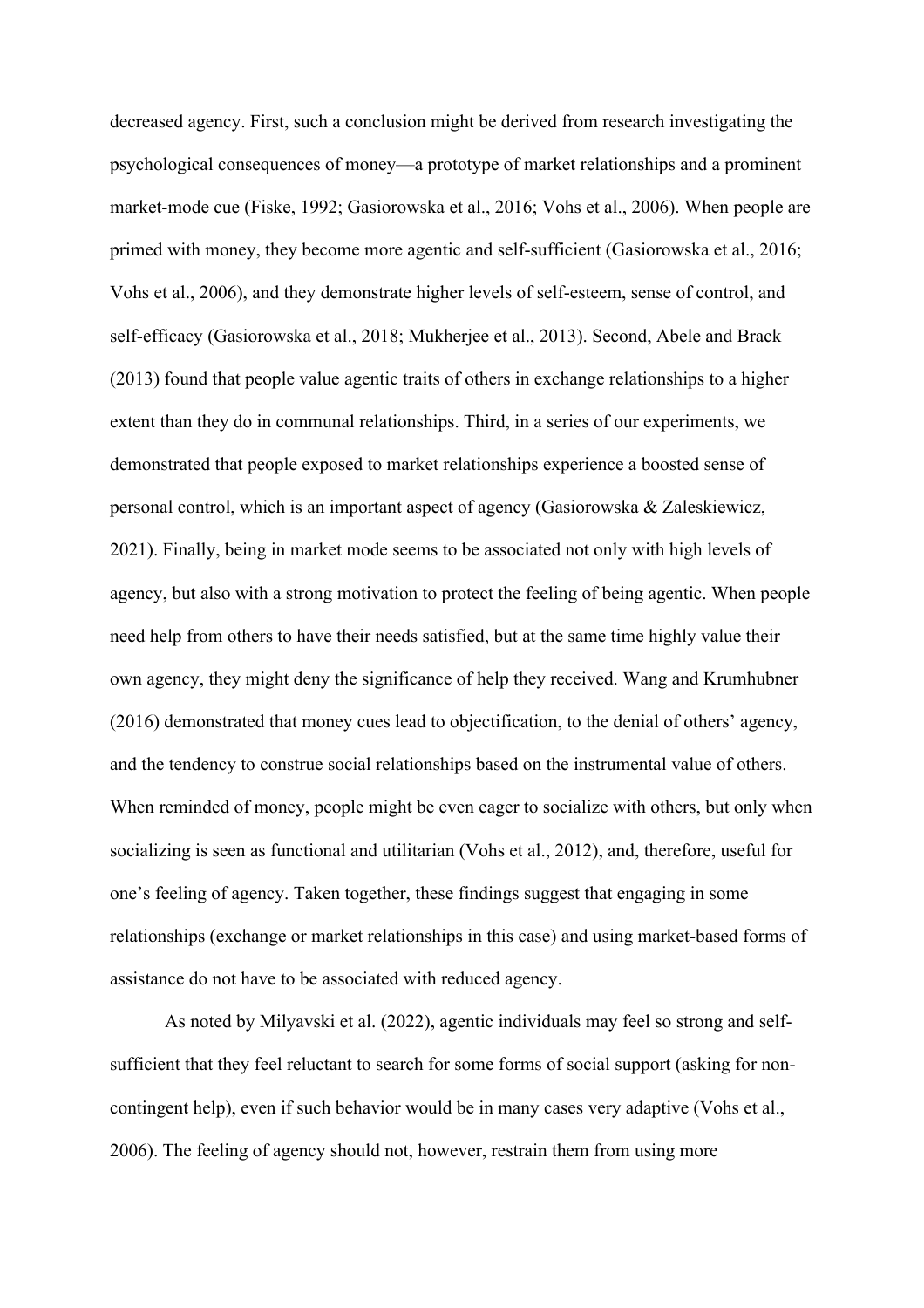decreased agency. First, such a conclusion might be derived from research investigating the psychological consequences of money—a prototype of market relationships and a prominent market-mode cue (Fiske, 1992; Gasiorowska et al., 2016; Vohs et al., 2006). When people are primed with money, they become more agentic and self-sufficient (Gasiorowska et al., 2016; Vohs et al., 2006), and they demonstrate higher levels of self-esteem, sense of control, and self-efficacy (Gasiorowska et al., 2018; Mukherjee et al., 2013). Second, Abele and Brack (2013) found that people value agentic traits of others in exchange relationships to a higher extent than they do in communal relationships. Third, in a series of our experiments, we demonstrated that people exposed to market relationships experience a boosted sense of personal control, which is an important aspect of agency (Gasiorowska & Zaleskiewicz, 2021). Finally, being in market mode seems to be associated not only with high levels of agency, but also with a strong motivation to protect the feeling of being agentic. When people need help from others to have their needs satisfied, but at the same time highly value their own agency, they might deny the significance of help they received. Wang and Krumhubner (2016) demonstrated that money cues lead to objectification, to the denial of others' agency, and the tendency to construe social relationships based on the instrumental value of others. When reminded of money, people might be even eager to socialize with others, but only when socializing is seen as functional and utilitarian (Vohs et al., 2012), and, therefore, useful for one's feeling of agency. Taken together, these findings suggest that engaging in some relationships (exchange or market relationships in this case) and using market-based forms of assistance do not have to be associated with reduced agency.

As noted by Milyavski et al. (2022), agentic individuals may feel so strong and self-sufficient that they feel reluctant to search for some forms of social support (asking for non-contingent help), even if such behavior would be in many cases very adaptive (Vohs et al., 2006). The feeling of agency should not, however, restrain them from using more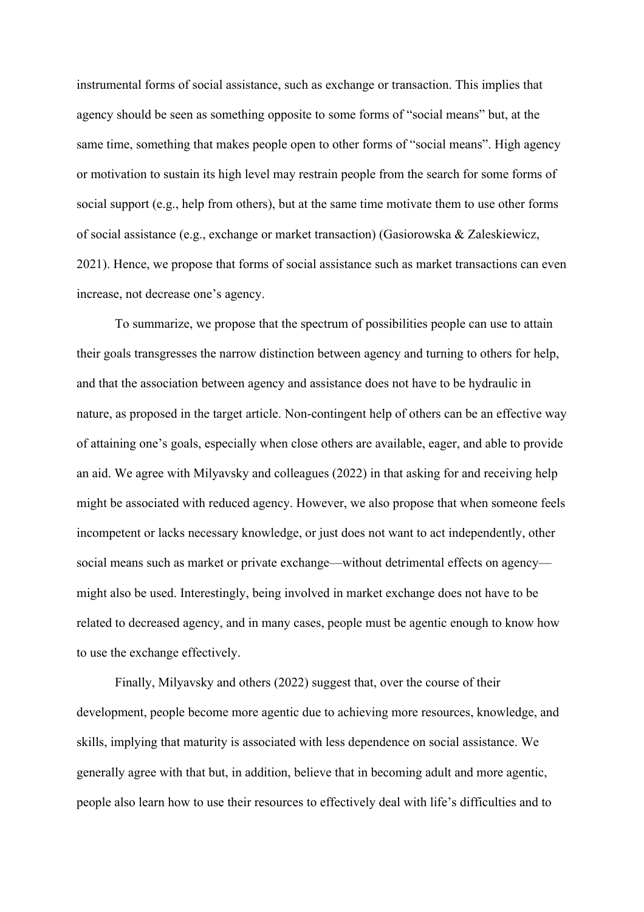instrumental forms of social assistance, such as exchange or transaction. This implies that agency should be seen as something opposite to some forms of "social means" but, at the same time, something that makes people open to other forms of "social means". High agency or motivation to sustain its high level may restrain people from the search for some forms of social support (e.g., help from others), but at the same time motivate them to use other forms of social assistance (e.g., exchange or market transaction) (Gasiorowska & Zaleskiewicz, 2021). Hence, we propose that forms of social assistance such as market transactions can even increase, not decrease one's agency.

To summarize, we propose that the spectrum of possibilities people can use to attain their goals transgresses the narrow distinction between agency and turning to others for help, and that the association between agency and assistance does not have to be hydraulic in nature, as proposed in the target article. Non-contingent help of others can be an effective way of attaining one's goals, especially when close others are available, eager, and able to provide an aid. We agree with Milyavsky and colleagues (2022) in that asking for and receiving help might be associated with reduced agency. However, we also propose that when someone feels incompetent or lacks necessary knowledge, or just does not want to act independently, other social means such as market or private exchange—without detrimental effects on agency—might also be used. Interestingly, being involved in market exchange does not have to be related to decreased agency, and in many cases, people must be agentic enough to know how to use the exchange effectively.

Finally, Milyavsky and others (2022) suggest that, over the course of their development, people become more agentic due to achieving more resources, knowledge, and skills, implying that maturity is associated with less dependence on social assistance. We generally agree with that but, in addition, believe that in becoming adult and more agentic, people also learn how to use their resources to effectively deal with life's difficulties and to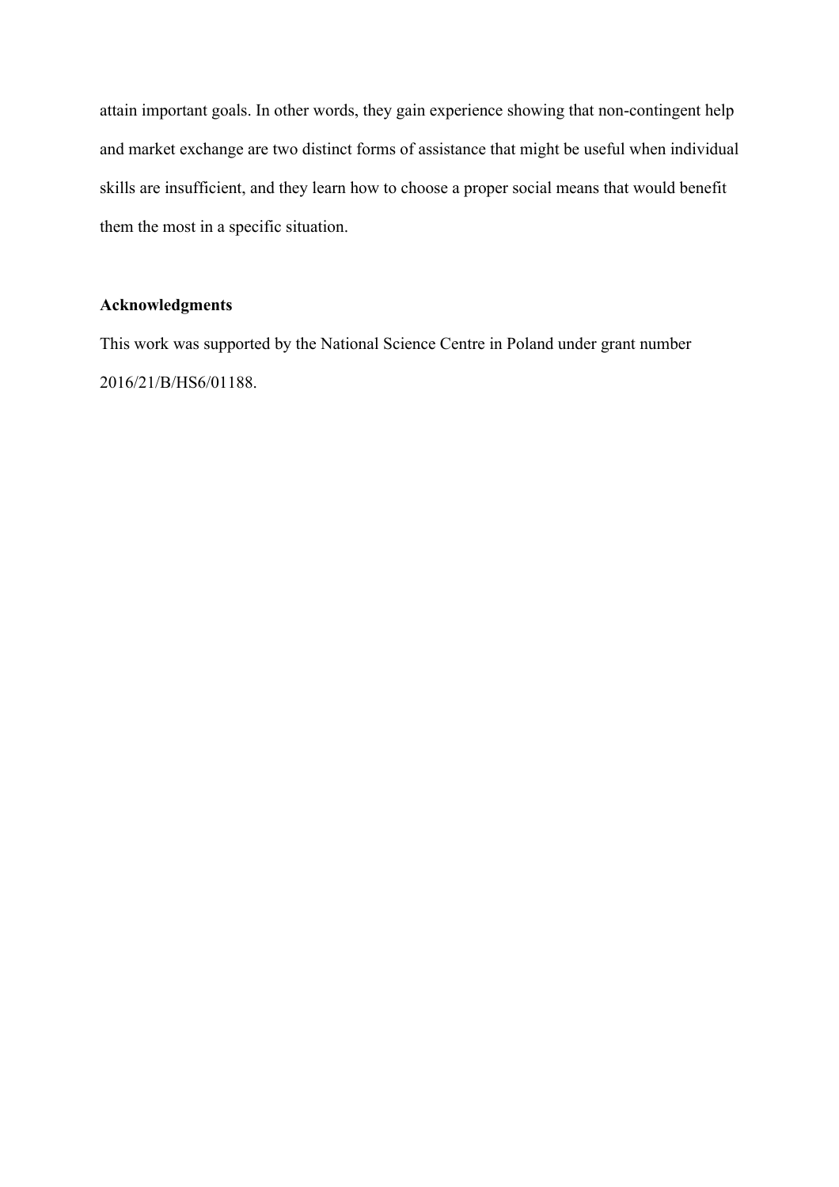attain important goals. In other words, they gain experience showing that non-contingent help and market exchange are two distinct forms of assistance that might be useful when individual skills are insufficient, and they learn how to choose a proper social means that would benefit them the most in a specific situation.

## Acknowledgments

This work was supported by the National Science Centre in Poland under grant number 2016/21/B/HS6/01188.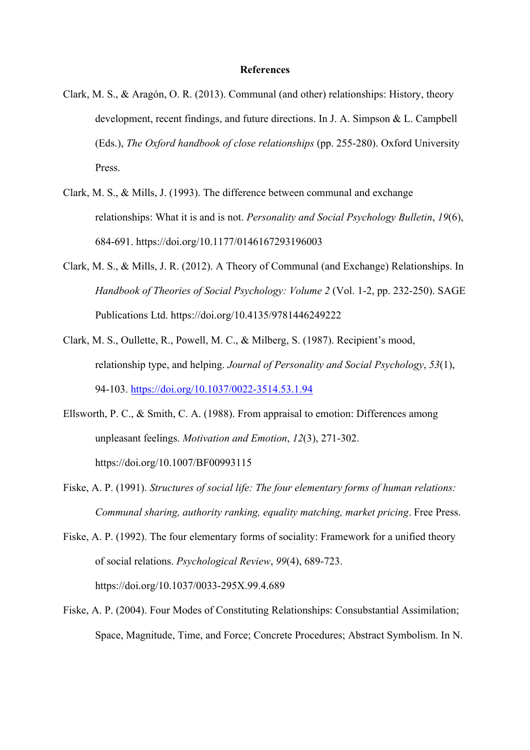**References**

Clark, M. S., & Aragón, O. R. (2013). Communal (and other) relationships: History, theory development, recent findings, and future directions. In J. A. Simpson & L. Campbell (Eds.), *The Oxford handbook of close relationships* (pp. 255-280). Oxford University Press.

Clark, M. S., & Mills, J. (1993). The difference between communal and exchange relationships: What it is and is not. *Personality and Social Psychology Bulletin*, *19*(6), 684-691. https://doi.org/10.1177/0146167293196003

Clark, M. S., & Mills, J. R. (2012). A Theory of Communal (and Exchange) Relationships. In *Handbook of Theories of Social Psychology: Volume 2* (Vol. 1-2, pp. 232-250). SAGE Publications Ltd. https://doi.org/10.4135/9781446249222

Clark, M. S., Oullette, R., Powell, M. C., & Milberg, S. (1987). Recipient's mood, relationship type, and helping. *Journal of Personality and Social Psychology*, *53*(1), 94-103. https://doi.org/10.1037/0022-3514.53.1.94

Ellsworth, P. C., & Smith, C. A. (1988). From appraisal to emotion: Differences among unpleasant feelings. *Motivation and Emotion*, *12*(3), 271-302. https://doi.org/10.1007/BF00993115

Fiske, A. P. (1991). *Structures of social life: The four elementary forms of human relations: Communal sharing, authority ranking, equality matching, market pricing*. Free Press.

Fiske, A. P. (1992). The four elementary forms of sociality: Framework for a unified theory of social relations. *Psychological Review*, *99*(4), 689-723. https://doi.org/10.1037/0033-295X.99.4.689

Fiske, A. P. (2004). Four Modes of Constituting Relationships: Consubstantial Assimilation; Space, Magnitude, Time, and Force; Concrete Procedures; Abstract Symbolism. In N.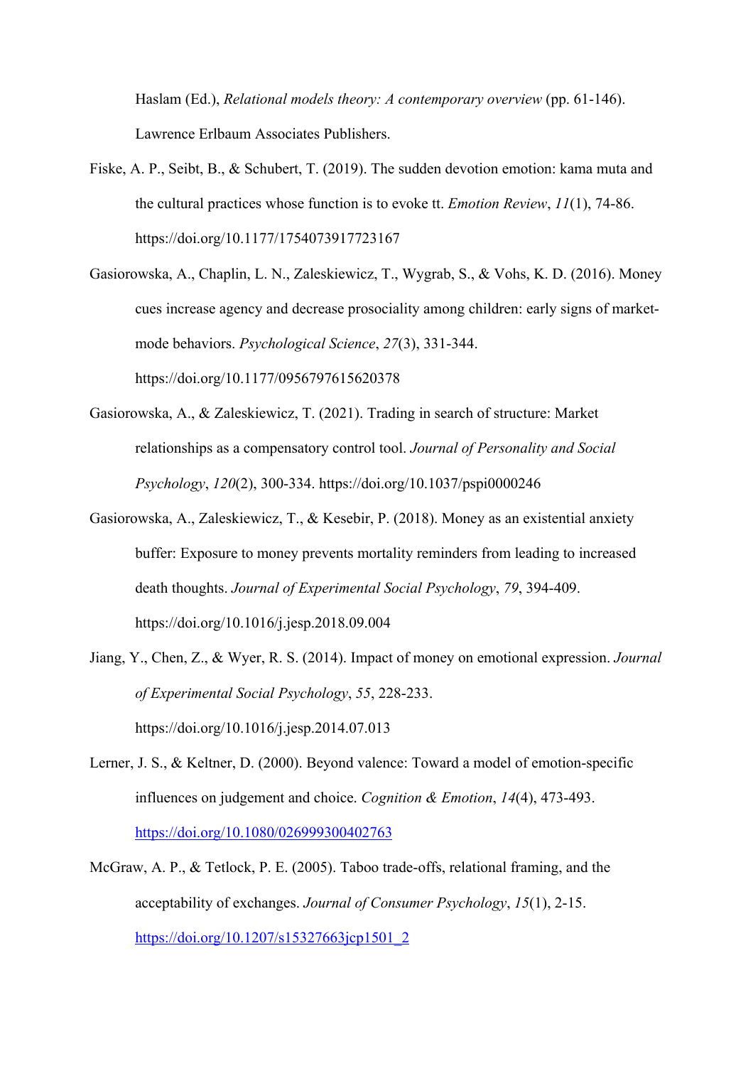Haslam (Ed.), *Relational models theory: A contemporary overview* (pp. 61-146). Lawrence Erlbaum Associates Publishers.

Fiske, A. P., Seibt, B., & Schubert, T. (2019). The sudden devotion emotion: kama muta and the cultural practices whose function is to evoke tt. *Emotion Review*, *11*(1), 74-86. https://doi.org/10.1177/1754073917723167

Gasiorowska, A., Chaplin, L. N., Zaleskiewicz, T., Wygrab, S., & Vohs, K. D. (2016). Money cues increase agency and decrease prosociality among children: early signs of market-mode behaviors. *Psychological Science*, *27*(3), 331-344. https://doi.org/10.1177/0956797615620378

Gasiorowska, A., & Zaleskiewicz, T. (2021). Trading in search of structure: Market relationships as a compensatory control tool. *Journal of Personality and Social Psychology*, *120*(2), 300-334. https://doi.org/10.1037/pspi0000246

Gasiorowska, A., Zaleskiewicz, T., & Kesebir, P. (2018). Money as an existential anxiety buffer: Exposure to money prevents mortality reminders from leading to increased death thoughts. *Journal of Experimental Social Psychology*, *79*, 394-409. https://doi.org/10.1016/j.jesp.2018.09.004

Jiang, Y., Chen, Z., & Wyer, R. S. (2014). Impact of money on emotional expression. *Journal of Experimental Social Psychology*, *55*, 228-233. https://doi.org/10.1016/j.jesp.2014.07.013

Lerner, J. S., & Keltner, D. (2000). Beyond valence: Toward a model of emotion-specific influences on judgement and choice. *Cognition & Emotion*, *14*(4), 473-493. https://doi.org/10.1080/026999300402763

McGraw, A. P., & Tetlock, P. E. (2005). Taboo trade-offs, relational framing, and the acceptability of exchanges. *Journal of Consumer Psychology*, *15*(1), 2-15. https://doi.org/10.1207/s15327663jcp1501_2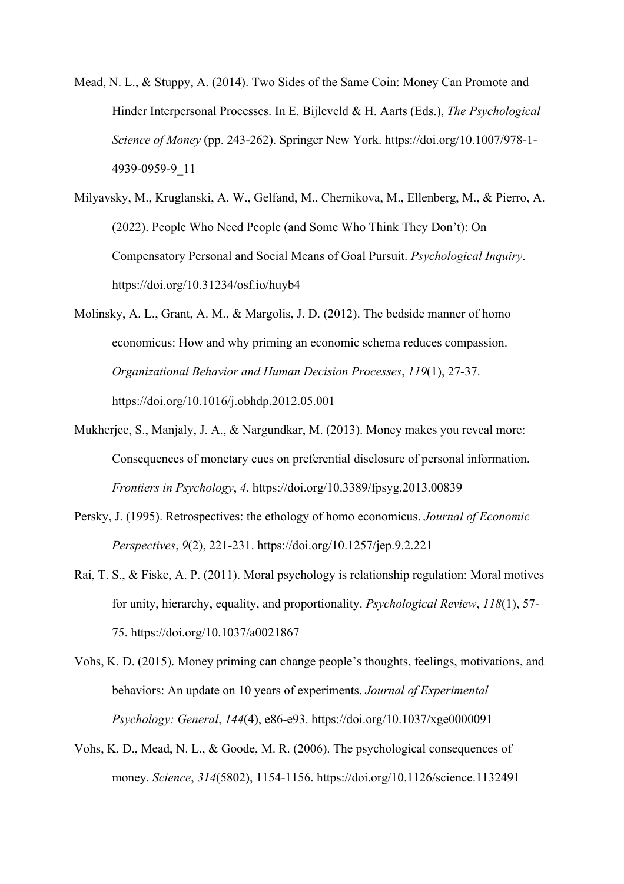Mead, N. L., & Stuppy, A. (2014). Two Sides of the Same Coin: Money Can Promote and Hinder Interpersonal Processes. In E. Bijleveld & H. Aarts (Eds.), *The Psychological Science of Money* (pp. 243-262). Springer New York. https://doi.org/10.1007/978-1-4939-0959-9_11

Milyavsky, M., Kruglanski, A. W., Gelfand, M., Chernikova, M., Ellenberg, M., & Pierro, A. (2022). People Who Need People (and Some Who Think They Don't): On Compensatory Personal and Social Means of Goal Pursuit. *Psychological Inquiry*. https://doi.org/10.31234/osf.io/huyb4

Molinsky, A. L., Grant, A. M., & Margolis, J. D. (2012). The bedside manner of homo economicus: How and why priming an economic schema reduces compassion. *Organizational Behavior and Human Decision Processes*, *119*(1), 27-37. https://doi.org/10.1016/j.obhdp.2012.05.001

Mukherjee, S., Manjaly, J. A., & Nargundkar, M. (2013). Money makes you reveal more: Consequences of monetary cues on preferential disclosure of personal information. *Frontiers in Psychology*, *4*. https://doi.org/10.3389/fpsyg.2013.00839

Persky, J. (1995). Retrospectives: the ethology of homo economicus. *Journal of Economic Perspectives*, *9*(2), 221-231. https://doi.org/10.1257/jep.9.2.221

Rai, T. S., & Fiske, A. P. (2011). Moral psychology is relationship regulation: Moral motives for unity, hierarchy, equality, and proportionality. *Psychological Review*, *118*(1), 57-75. https://doi.org/10.1037/a0021867

Vohs, K. D. (2015). Money priming can change people's thoughts, feelings, motivations, and behaviors: An update on 10 years of experiments. *Journal of Experimental Psychology: General*, *144*(4), e86-e93. https://doi.org/10.1037/xge0000091

Vohs, K. D., Mead, N. L., & Goode, M. R. (2006). The psychological consequences of money. *Science*, *314*(5802), 1154-1156. https://doi.org/10.1126/science.1132491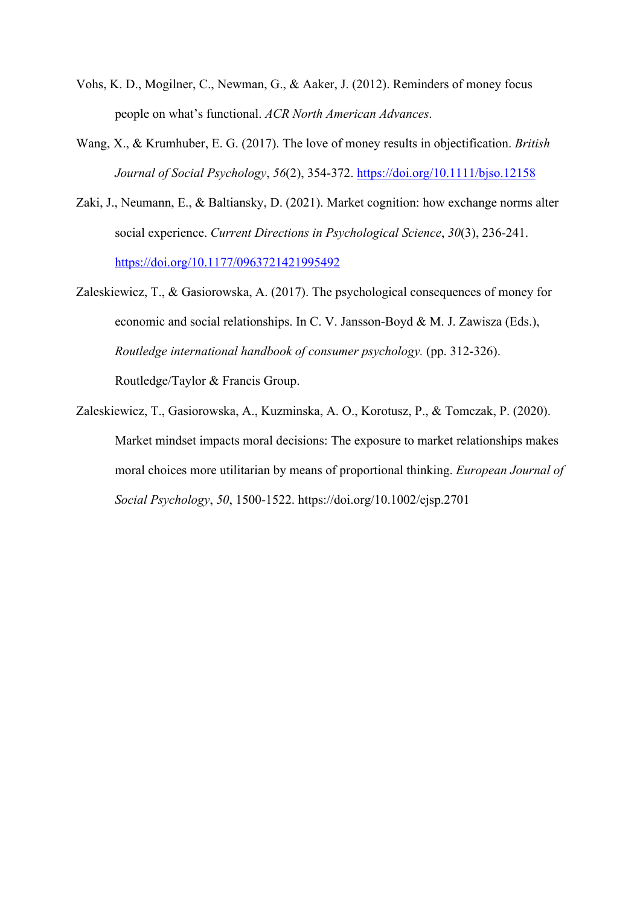Vohs, K. D., Mogilner, C., Newman, G., & Aaker, J. (2012). Reminders of money focus people on what's functional. *ACR North American Advances*.

Wang, X., & Krumhuber, E. G. (2017). The love of money results in objectification. *British Journal of Social Psychology*, *56*(2), 354-372. https://doi.org/10.1111/bjso.12158

Zaki, J., Neumann, E., & Baltiansky, D. (2021). Market cognition: how exchange norms alter social experience. *Current Directions in Psychological Science*, *30*(3), 236-241. https://doi.org/10.1177/0963721421995492

Zaleskiewicz, T., & Gasiorowska, A. (2017). The psychological consequences of money for economic and social relationships. In C. V. Jansson-Boyd & M. J. Zawisza (Eds.), *Routledge international handbook of consumer psychology.* (pp. 312-326). Routledge/Taylor & Francis Group.

Zaleskiewicz, T., Gasiorowska, A., Kuzminska, A. O., Korotusz, P., & Tomczak, P. (2020). Market mindset impacts moral decisions: The exposure to market relationships makes moral choices more utilitarian by means of proportional thinking. *European Journal of Social Psychology*, *50*, 1500-1522. https://doi.org/10.1002/ejsp.2701